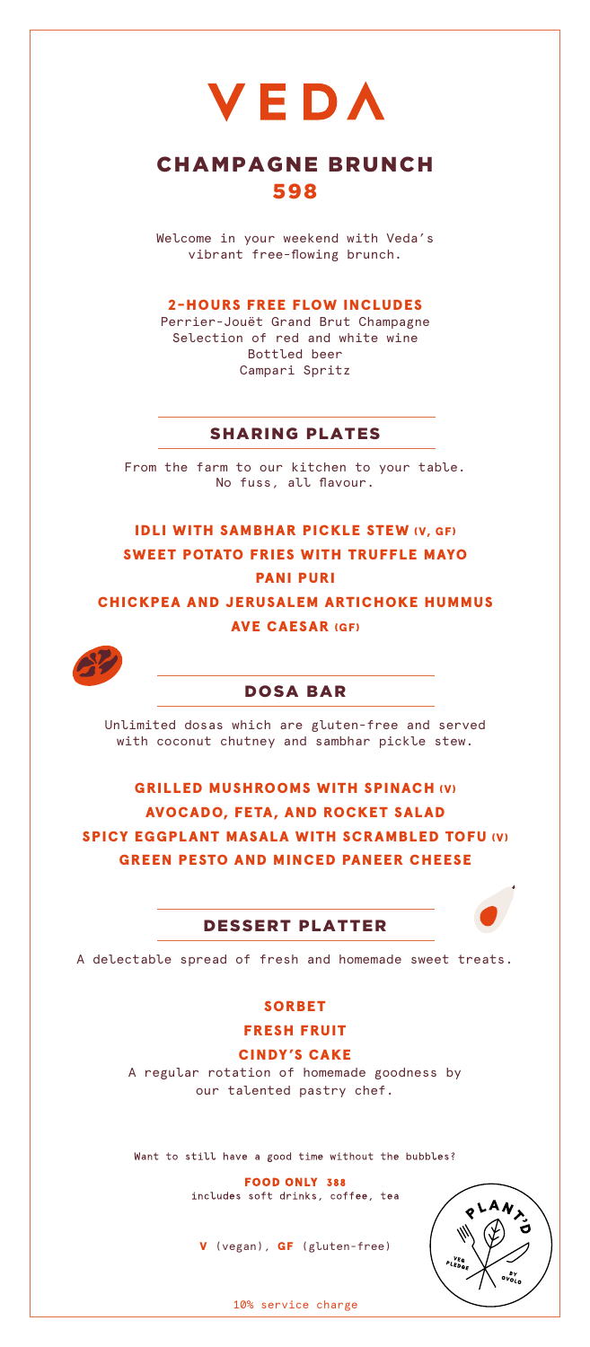# VEDA

## CHAMPAGNE BRUNCH
## 598

Welcome in your weekend with Veda's vibrant free-flowing brunch.

### 2-HOURS FREE FLOW INCLUDES

Perrier-Jouët Grand Brut Champagne
Selection of red and white wine
Bottled beer
Campari Spritz

## SHARING PLATES

From the farm to our kitchen to your table. No fuss, all flavour.

**IDLI WITH SAMBHAR PICKLE STEW (V, GF)**
**SWEET POTATO FRIES WITH TRUFFLE MAYO**
**PANI PURI**
**CHICKPEA AND JERUSALEM ARTICHOKE HUMMUS**
**AVE CAESAR (GF)**

## DOSA BAR

Unlimited dosas which are gluten-free and served with coconut chutney and sambhar pickle stew.

**GRILLED MUSHROOMS WITH SPINACH (V)**
**AVOCADO, FETA, AND ROCKET SALAD**
**SPICY EGGPLANT MASALA WITH SCRAMBLED TOFU (V)**
**GREEN PESTO AND MINCED PANEER CHEESE**

## DESSERT PLATTER

A delectable spread of fresh and homemade sweet treats.

**SORBET**
**FRESH FRUIT**
**CINDY'S CAKE**
A regular rotation of homemade goodness by our talented pastry chef.

Want to still have a good time without the bubbles?

**FOOD ONLY 388**
includes soft drinks, coffee, tea

**V** (vegan), **GF** (gluten-free)

PLANT'D
VEG PLEDGE BY OVOLO

10% service charge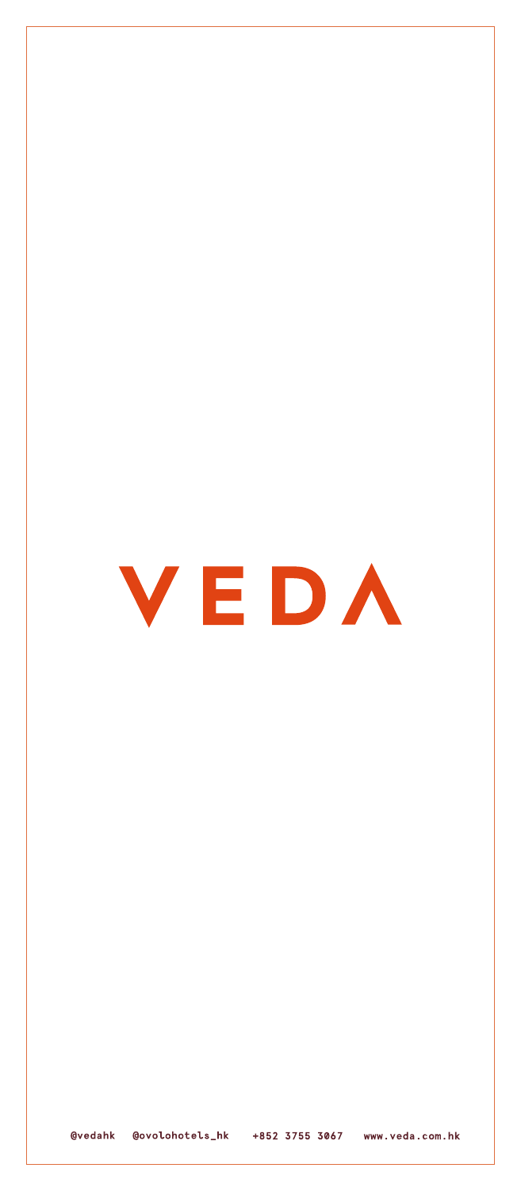# VEDA

@vedahk @ovolohotels_hk +852 3755 3067 www.veda.com.hk